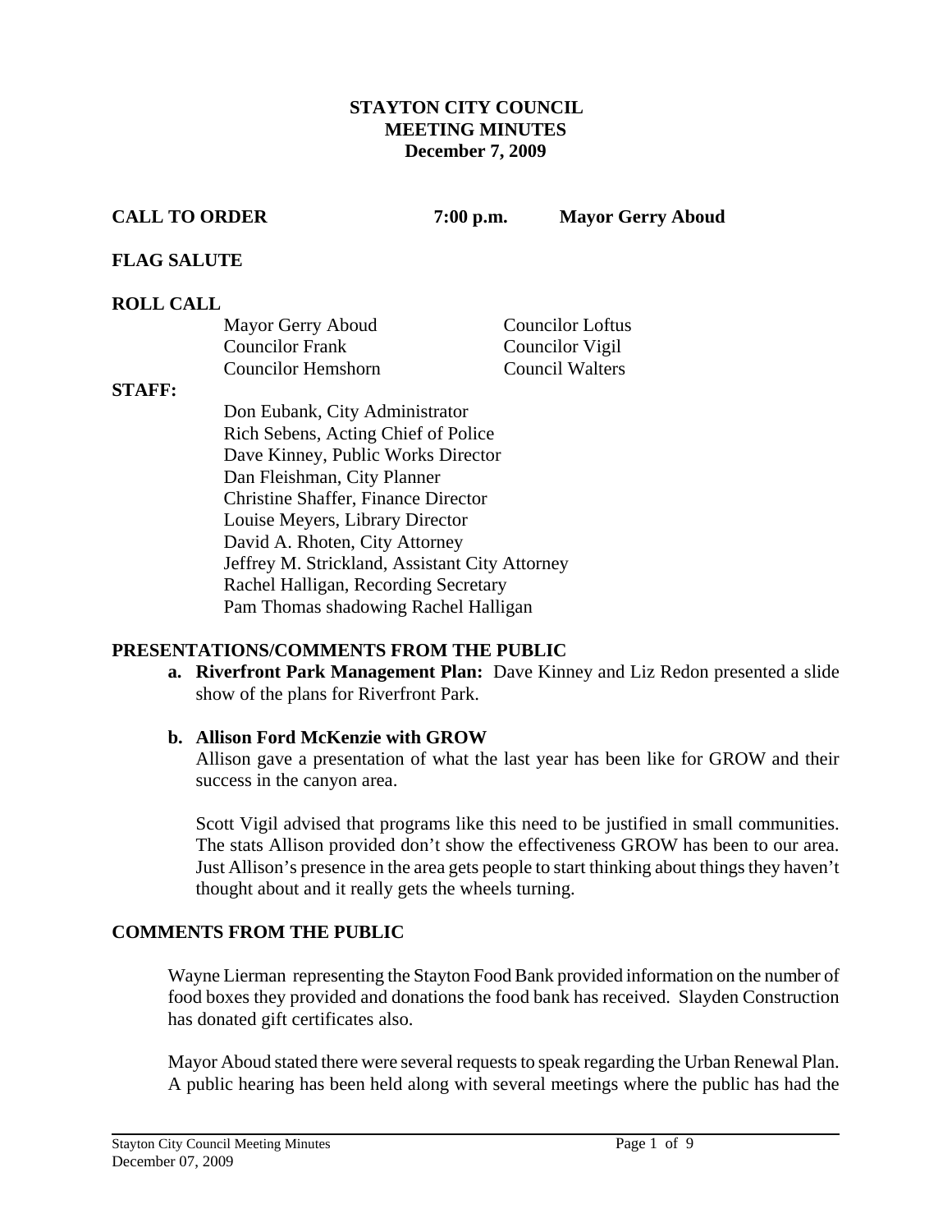# STAYTON CITY COUNCIL
## MEETING MINUTES
## December 7, 2009

**CALL TO ORDER** **7:00 p.m.** **Mayor Gerry Aboud**

**FLAG SALUTE**

**ROLL CALL**

| | |
|---|---|
| Mayor Gerry Aboud | Councilor Loftus |
| Councilor Frank | Councilor Vigil |
| Councilor Hemshorn | Council Walters |

**STAFF:**

Don Eubank, City Administrator
Rich Sebens, Acting Chief of Police
Dave Kinney, Public Works Director
Dan Fleishman, City Planner
Christine Shaffer, Finance Director
Louise Meyers, Library Director
David A. Rhoten, City Attorney
Jeffrey M. Strickland, Assistant City Attorney
Rachel Halligan, Recording Secretary
Pam Thomas shadowing Rachel Halligan

**PRESENTATIONS/COMMENTS FROM THE PUBLIC**

**a. Riverfront Park Management Plan:** Dave Kinney and Liz Redon presented a slide show of the plans for Riverfront Park.

**b. Allison Ford McKenzie with GROW**

Allison gave a presentation of what the last year has been like for GROW and their success in the canyon area.

Scott Vigil advised that programs like this need to be justified in small communities. The stats Allison provided don't show the effectiveness GROW has been to our area. Just Allison's presence in the area gets people to start thinking about things they haven't thought about and it really gets the wheels turning.

**COMMENTS FROM THE PUBLIC**

Wayne Lierman representing the Stayton Food Bank provided information on the number of food boxes they provided and donations the food bank has received. Slayden Construction has donated gift certificates also.

Mayor Aboud stated there were several requests to speak regarding the Urban Renewal Plan. A public hearing has been held along with several meetings where the public has had the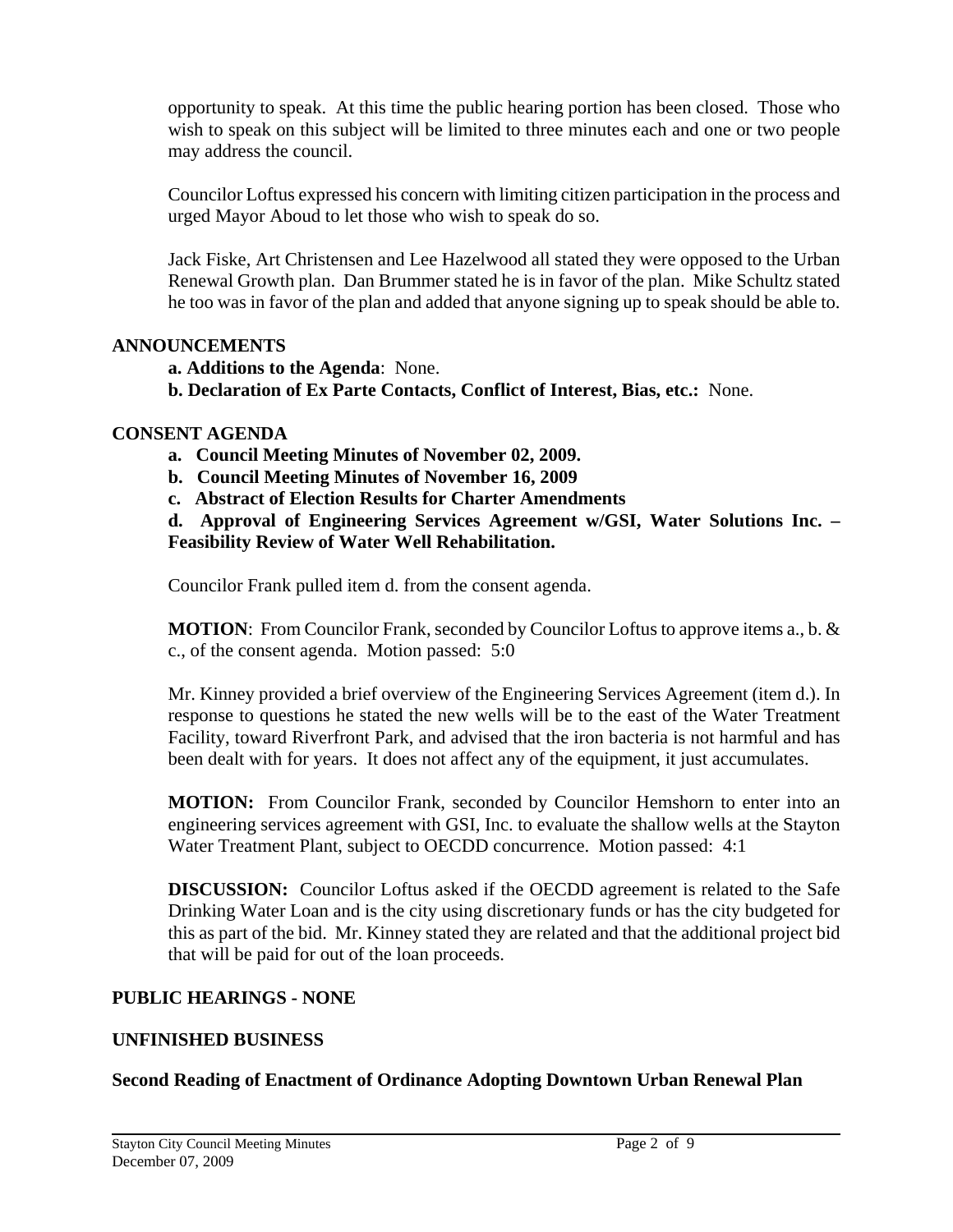opportunity to speak. At this time the public hearing portion has been closed. Those who wish to speak on this subject will be limited to three minutes each and one or two people may address the council.

Councilor Loftus expressed his concern with limiting citizen participation in the process and urged Mayor Aboud to let those who wish to speak do so.

Jack Fiske, Art Christensen and Lee Hazelwood all stated they were opposed to the Urban Renewal Growth plan. Dan Brummer stated he is in favor of the plan. Mike Schultz stated he too was in favor of the plan and added that anyone signing up to speak should be able to.

## ANNOUNCEMENTS

**a. Additions to the Agenda**: None.

**b. Declaration of Ex Parte Contacts, Conflict of Interest, Bias, etc.:** None.

## CONSENT AGENDA

- **a. Council Meeting Minutes of November 02, 2009.**
- **b. Council Meeting Minutes of November 16, 2009**
- **c. Abstract of Election Results for Charter Amendments**
- **d. Approval of Engineering Services Agreement w/GSI, Water Solutions Inc. – Feasibility Review of Water Well Rehabilitation.**

Councilor Frank pulled item d. from the consent agenda.

**MOTION**: From Councilor Frank, seconded by Councilor Loftus to approve items a., b. & c., of the consent agenda. Motion passed: 5:0

Mr. Kinney provided a brief overview of the Engineering Services Agreement (item d.). In response to questions he stated the new wells will be to the east of the Water Treatment Facility, toward Riverfront Park, and advised that the iron bacteria is not harmful and has been dealt with for years. It does not affect any of the equipment, it just accumulates.

**MOTION:** From Councilor Frank, seconded by Councilor Hemshorn to enter into an engineering services agreement with GSI, Inc. to evaluate the shallow wells at the Stayton Water Treatment Plant, subject to OECDD concurrence. Motion passed: 4:1

**DISCUSSION:** Councilor Loftus asked if the OECDD agreement is related to the Safe Drinking Water Loan and is the city using discretionary funds or has the city budgeted for this as part of the bid. Mr. Kinney stated they are related and that the additional project bid that will be paid for out of the loan proceeds.

## PUBLIC HEARINGS - NONE

## UNFINISHED BUSINESS

### Second Reading of Enactment of Ordinance Adopting Downtown Urban Renewal Plan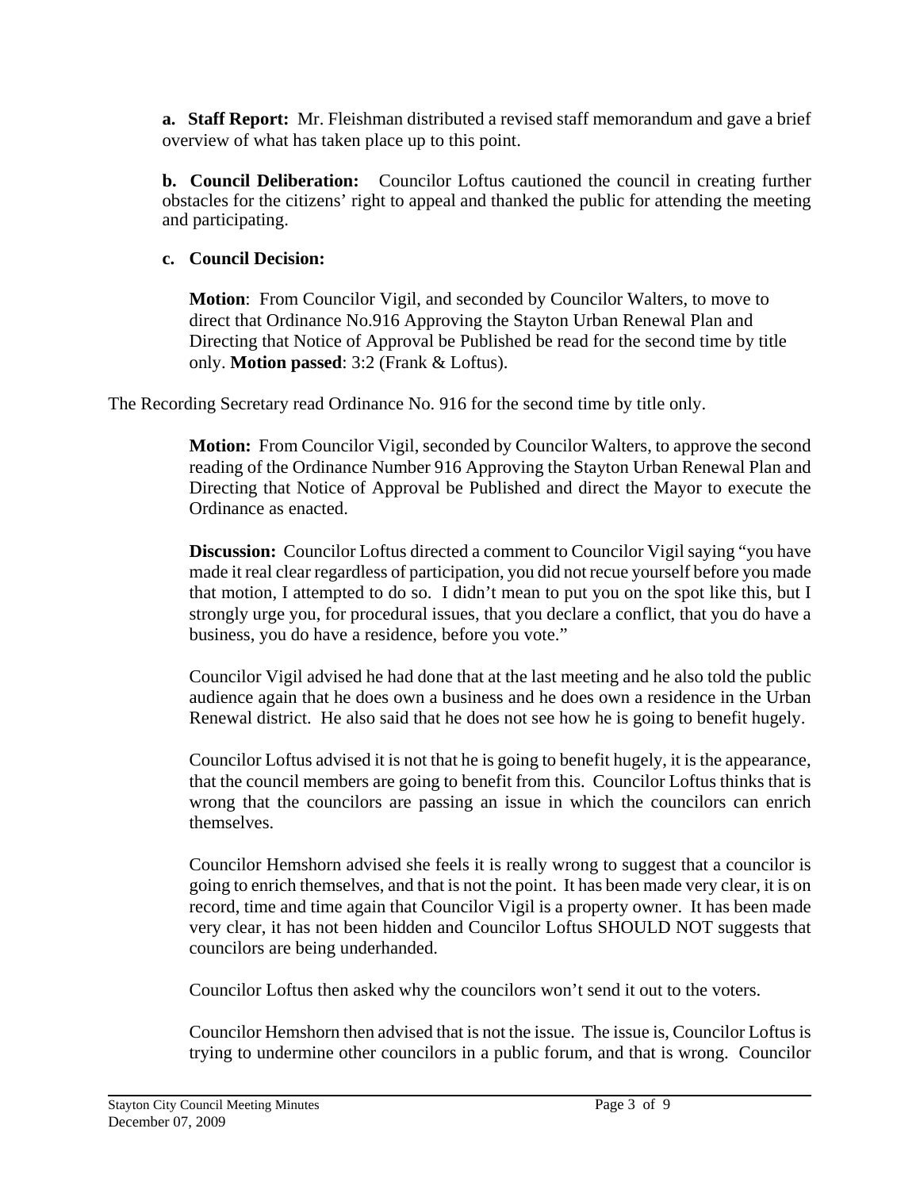**a. Staff Report:** Mr. Fleishman distributed a revised staff memorandum and gave a brief overview of what has taken place up to this point.

**b. Council Deliberation:** Councilor Loftus cautioned the council in creating further obstacles for the citizens' right to appeal and thanked the public for attending the meeting and participating.

**c. Council Decision:**

**Motion**: From Councilor Vigil, and seconded by Councilor Walters, to move to direct that Ordinance No.916 Approving the Stayton Urban Renewal Plan and Directing that Notice of Approval be Published be read for the second time by title only. **Motion passed**: 3:2 (Frank & Loftus).

The Recording Secretary read Ordinance No. 916 for the second time by title only.

**Motion:** From Councilor Vigil, seconded by Councilor Walters, to approve the second reading of the Ordinance Number 916 Approving the Stayton Urban Renewal Plan and Directing that Notice of Approval be Published and direct the Mayor to execute the Ordinance as enacted.

**Discussion:** Councilor Loftus directed a comment to Councilor Vigil saying "you have made it real clear regardless of participation, you did not recue yourself before you made that motion, I attempted to do so. I didn't mean to put you on the spot like this, but I strongly urge you, for procedural issues, that you declare a conflict, that you do have a business, you do have a residence, before you vote."

Councilor Vigil advised he had done that at the last meeting and he also told the public audience again that he does own a business and he does own a residence in the Urban Renewal district. He also said that he does not see how he is going to benefit hugely.

Councilor Loftus advised it is not that he is going to benefit hugely, it is the appearance, that the council members are going to benefit from this. Councilor Loftus thinks that is wrong that the councilors are passing an issue in which the councilors can enrich themselves.

Councilor Hemshorn advised she feels it is really wrong to suggest that a councilor is going to enrich themselves, and that is not the point. It has been made very clear, it is on record, time and time again that Councilor Vigil is a property owner. It has been made very clear, it has not been hidden and Councilor Loftus SHOULD NOT suggests that councilors are being underhanded.

Councilor Loftus then asked why the councilors won't send it out to the voters.

Councilor Hemshorn then advised that is not the issue. The issue is, Councilor Loftus is trying to undermine other councilors in a public forum, and that is wrong. Councilor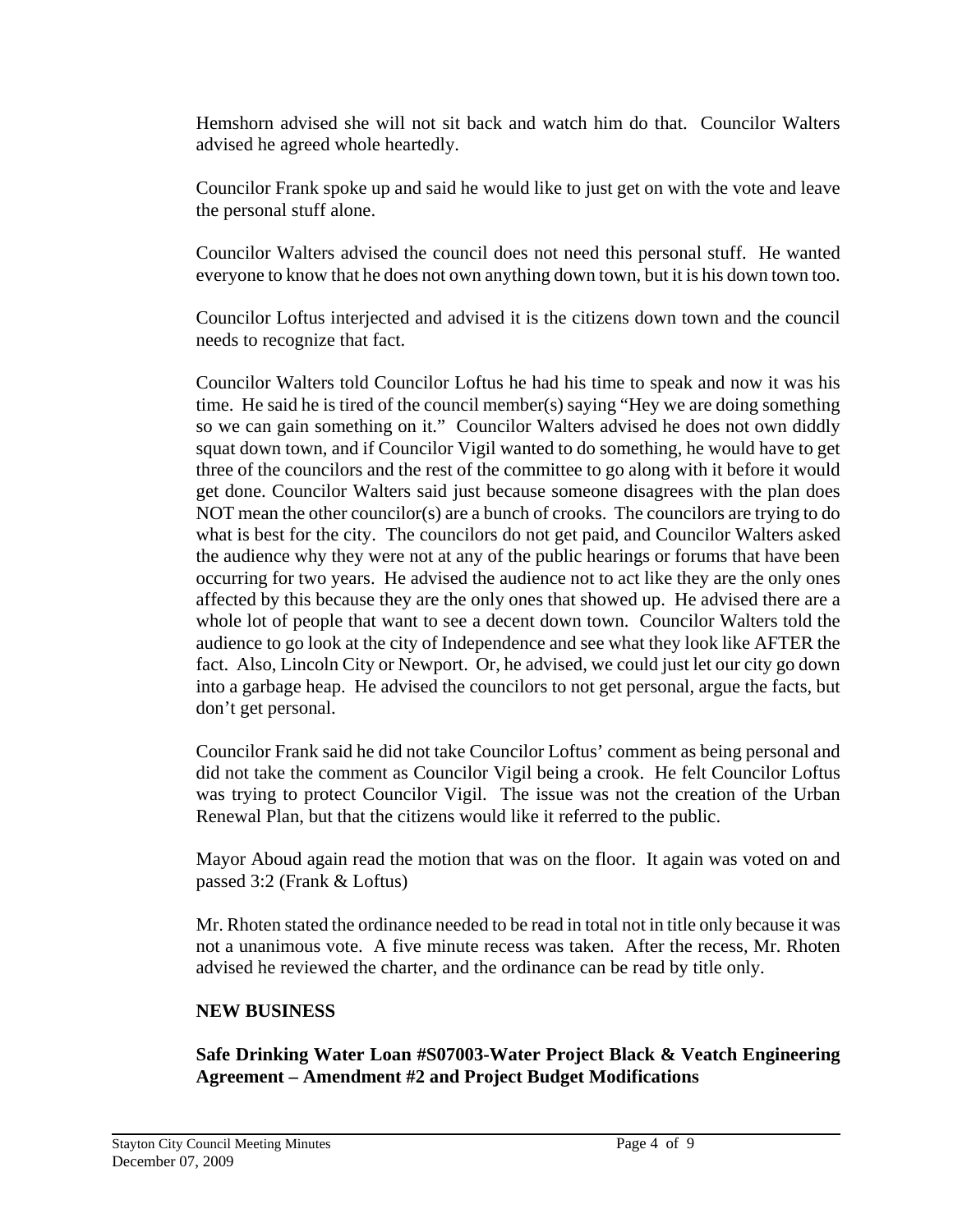Hemshorn advised she will not sit back and watch him do that. Councilor Walters advised he agreed whole heartedly.

Councilor Frank spoke up and said he would like to just get on with the vote and leave the personal stuff alone.

Councilor Walters advised the council does not need this personal stuff. He wanted everyone to know that he does not own anything down town, but it is his down town too.

Councilor Loftus interjected and advised it is the citizens down town and the council needs to recognize that fact.

Councilor Walters told Councilor Loftus he had his time to speak and now it was his time. He said he is tired of the council member(s) saying "Hey we are doing something so we can gain something on it." Councilor Walters advised he does not own diddly squat down town, and if Councilor Vigil wanted to do something, he would have to get three of the councilors and the rest of the committee to go along with it before it would get done. Councilor Walters said just because someone disagrees with the plan does NOT mean the other councilor(s) are a bunch of crooks. The councilors are trying to do what is best for the city. The councilors do not get paid, and Councilor Walters asked the audience why they were not at any of the public hearings or forums that have been occurring for two years. He advised the audience not to act like they are the only ones affected by this because they are the only ones that showed up. He advised there are a whole lot of people that want to see a decent down town. Councilor Walters told the audience to go look at the city of Independence and see what they look like AFTER the fact. Also, Lincoln City or Newport. Or, he advised, we could just let our city go down into a garbage heap. He advised the councilors to not get personal, argue the facts, but don't get personal.

Councilor Frank said he did not take Councilor Loftus' comment as being personal and did not take the comment as Councilor Vigil being a crook. He felt Councilor Loftus was trying to protect Councilor Vigil. The issue was not the creation of the Urban Renewal Plan, but that the citizens would like it referred to the public.

Mayor Aboud again read the motion that was on the floor. It again was voted on and passed 3:2 (Frank & Loftus)

Mr. Rhoten stated the ordinance needed to be read in total not in title only because it was not a unanimous vote. A five minute recess was taken. After the recess, Mr. Rhoten advised he reviewed the charter, and the ordinance can be read by title only.

## NEW BUSINESS

### Safe Drinking Water Loan #S07003-Water Project Black & Veatch Engineering Agreement – Amendment #2 and Project Budget Modifications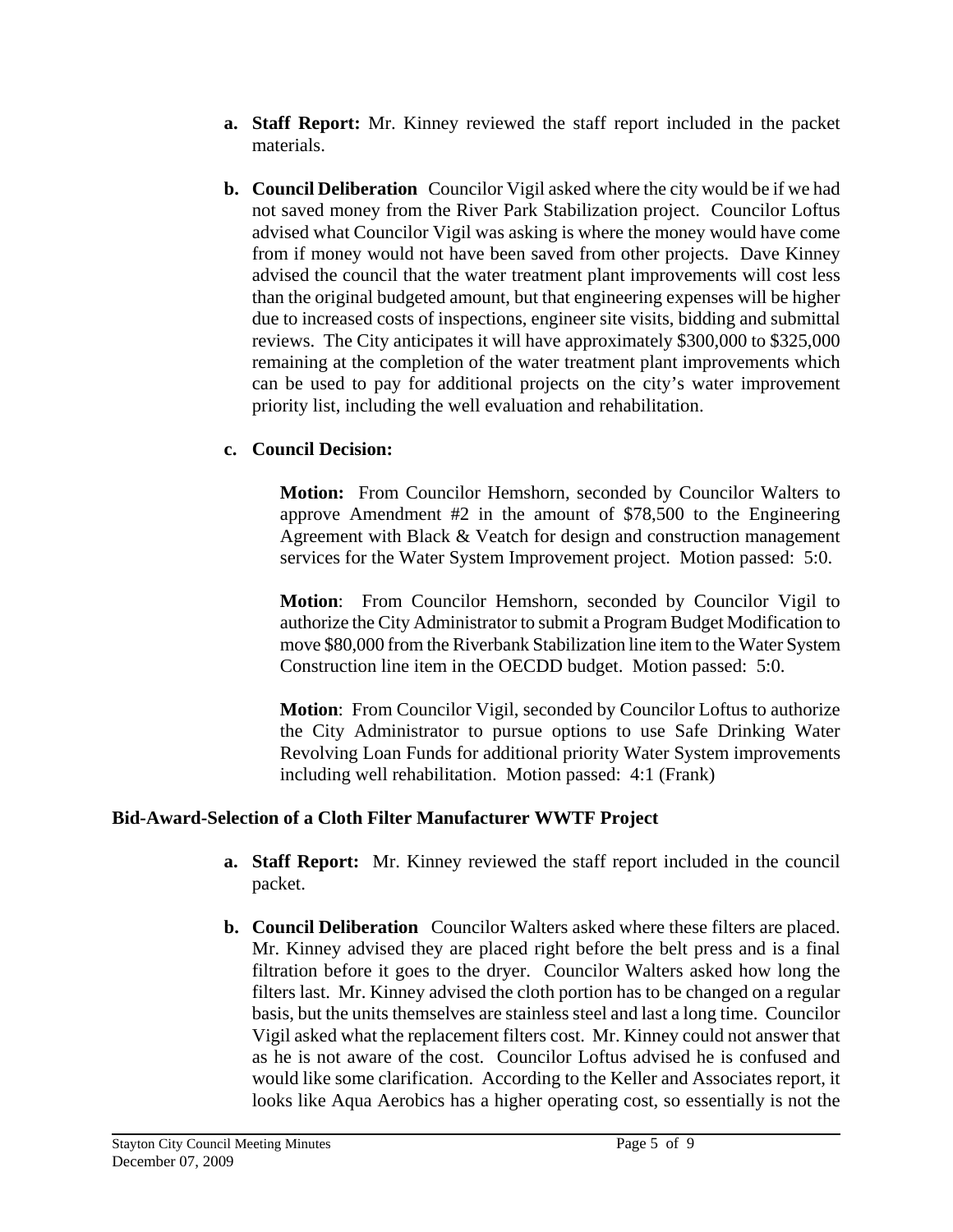a. **Staff Report:** Mr. Kinney reviewed the staff report included in the packet materials.

b. **Council Deliberation** Councilor Vigil asked where the city would be if we had not saved money from the River Park Stabilization project. Councilor Loftus advised what Councilor Vigil was asking is where the money would have come from if money would not have been saved from other projects. Dave Kinney advised the council that the water treatment plant improvements will cost less than the original budgeted amount, but that engineering expenses will be higher due to increased costs of inspections, engineer site visits, bidding and submittal reviews. The City anticipates it will have approximately $300,000 to $325,000 remaining at the completion of the water treatment plant improvements which can be used to pay for additional projects on the city's water improvement priority list, including the well evaluation and rehabilitation.

c. **Council Decision:**

**Motion:** From Councilor Hemshorn, seconded by Councilor Walters to approve Amendment #2 in the amount of $78,500 to the Engineering Agreement with Black & Veatch for design and construction management services for the Water System Improvement project. Motion passed: 5:0.

**Motion**: From Councilor Hemshorn, seconded by Councilor Vigil to authorize the City Administrator to submit a Program Budget Modification to move $80,000 from the Riverbank Stabilization line item to the Water System Construction line item in the OECDD budget. Motion passed: 5:0.

**Motion**: From Councilor Vigil, seconded by Councilor Loftus to authorize the City Administrator to pursue options to use Safe Drinking Water Revolving Loan Funds for additional priority Water System improvements including well rehabilitation. Motion passed: 4:1 (Frank)

**Bid-Award-Selection of a Cloth Filter Manufacturer WWTF Project**

a. **Staff Report:** Mr. Kinney reviewed the staff report included in the council packet.

b. **Council Deliberation** Councilor Walters asked where these filters are placed. Mr. Kinney advised they are placed right before the belt press and is a final filtration before it goes to the dryer. Councilor Walters asked how long the filters last. Mr. Kinney advised the cloth portion has to be changed on a regular basis, but the units themselves are stainless steel and last a long time. Councilor Vigil asked what the replacement filters cost. Mr. Kinney could not answer that as he is not aware of the cost. Councilor Loftus advised he is confused and would like some clarification. According to the Keller and Associates report, it looks like Aqua Aerobics has a higher operating cost, so essentially is not the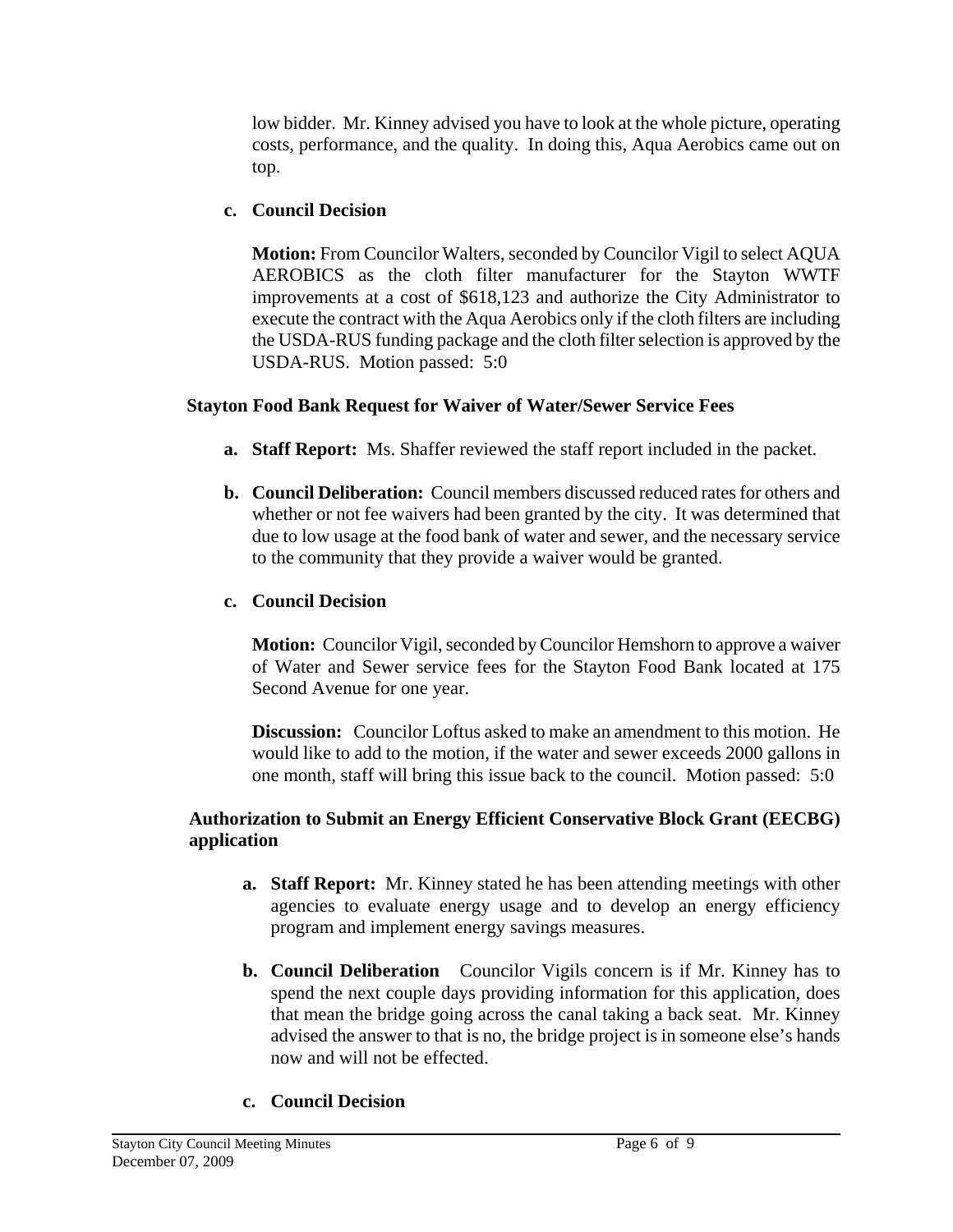low bidder. Mr. Kinney advised you have to look at the whole picture, operating costs, performance, and the quality. In doing this, Aqua Aerobics came out on top.

**c. Council Decision**

**Motion:** From Councilor Walters, seconded by Councilor Vigil to select AQUA AEROBICS as the cloth filter manufacturer for the Stayton WWTF improvements at a cost of $618,123 and authorize the City Administrator to execute the contract with the Aqua Aerobics only if the cloth filters are including the USDA-RUS funding package and the cloth filter selection is approved by the USDA-RUS. Motion passed: 5:0

**Stayton Food Bank Request for Waiver of Water/Sewer Service Fees**

**a. Staff Report:** Ms. Shaffer reviewed the staff report included in the packet.

**b. Council Deliberation:** Council members discussed reduced rates for others and whether or not fee waivers had been granted by the city. It was determined that due to low usage at the food bank of water and sewer, and the necessary service to the community that they provide a waiver would be granted.

**c. Council Decision**

**Motion:** Councilor Vigil, seconded by Councilor Hemshorn to approve a waiver of Water and Sewer service fees for the Stayton Food Bank located at 175 Second Avenue for one year.

**Discussion:** Councilor Loftus asked to make an amendment to this motion. He would like to add to the motion, if the water and sewer exceeds 2000 gallons in one month, staff will bring this issue back to the council. Motion passed: 5:0

**Authorization to Submit an Energy Efficient Conservative Block Grant (EECBG) application**

**a. Staff Report:** Mr. Kinney stated he has been attending meetings with other agencies to evaluate energy usage and to develop an energy efficiency program and implement energy savings measures.

**b. Council Deliberation** Councilor Vigils concern is if Mr. Kinney has to spend the next couple days providing information for this application, does that mean the bridge going across the canal taking a back seat. Mr. Kinney advised the answer to that is no, the bridge project is in someone else's hands now and will not be effected.

**c. Council Decision**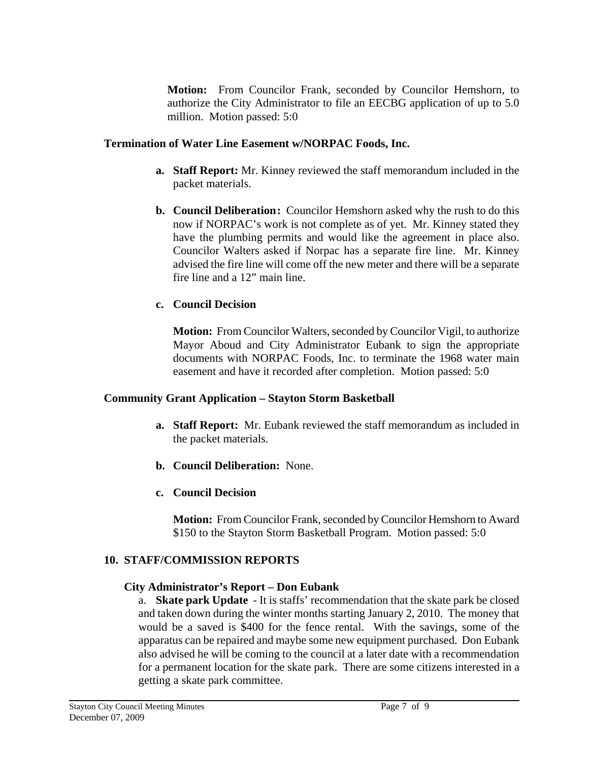**Motion:** From Councilor Frank, seconded by Councilor Hemshorn, to authorize the City Administrator to file an EECBG application of up to 5.0 million. Motion passed: 5:0

**Termination of Water Line Easement w/NORPAC Foods, Inc.**

**a. Staff Report:** Mr. Kinney reviewed the staff memorandum included in the packet materials.

**b. Council Deliberation:** Councilor Hemshorn asked why the rush to do this now if NORPAC's work is not complete as of yet. Mr. Kinney stated they have the plumbing permits and would like the agreement in place also. Councilor Walters asked if Norpac has a separate fire line. Mr. Kinney advised the fire line will come off the new meter and there will be a separate fire line and a 12" main line.

**c. Council Decision**

**Motion:** From Councilor Walters, seconded by Councilor Vigil, to authorize Mayor Aboud and City Administrator Eubank to sign the appropriate documents with NORPAC Foods, Inc. to terminate the 1968 water main easement and have it recorded after completion. Motion passed: 5:0

**Community Grant Application – Stayton Storm Basketball**

**a. Staff Report:** Mr. Eubank reviewed the staff memorandum as included in the packet materials.

**b. Council Deliberation:** None.

**c. Council Decision**

**Motion:** From Councilor Frank, seconded by Councilor Hemshorn to Award $150 to the Stayton Storm Basketball Program. Motion passed: 5:0

**10. STAFF/COMMISSION REPORTS**

**City Administrator's Report – Don Eubank**

a. **Skate park Update** - It is staffs' recommendation that the skate park be closed and taken down during the winter months starting January 2, 2010. The money that would be a saved is $400 for the fence rental. With the savings, some of the apparatus can be repaired and maybe some new equipment purchased. Don Eubank also advised he will be coming to the council at a later date with a recommendation for a permanent location for the skate park. There are some citizens interested in a getting a skate park committee.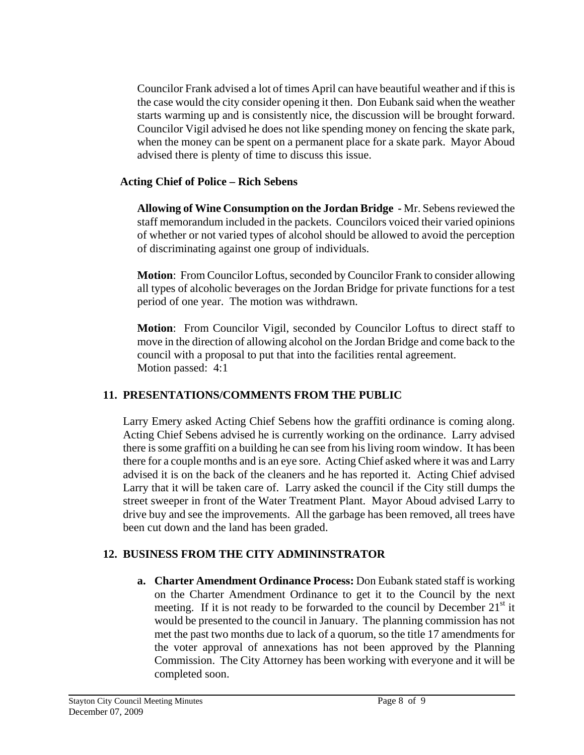Councilor Frank advised a lot of times April can have beautiful weather and if this is the case would the city consider opening it then. Don Eubank said when the weather starts warming up and is consistently nice, the discussion will be brought forward. Councilor Vigil advised he does not like spending money on fencing the skate park, when the money can be spent on a permanent place for a skate park. Mayor Aboud advised there is plenty of time to discuss this issue.

**Acting Chief of Police – Rich Sebens**

**Allowing of Wine Consumption on the Jordan Bridge -** Mr. Sebens reviewed the staff memorandum included in the packets. Councilors voiced their varied opinions of whether or not varied types of alcohol should be allowed to avoid the perception of discriminating against one group of individuals.

**Motion**: From Councilor Loftus, seconded by Councilor Frank to consider allowing all types of alcoholic beverages on the Jordan Bridge for private functions for a test period of one year. The motion was withdrawn.

**Motion**: From Councilor Vigil, seconded by Councilor Loftus to direct staff to move in the direction of allowing alcohol on the Jordan Bridge and come back to the council with a proposal to put that into the facilities rental agreement.
Motion passed: 4:1

## 11. PRESENTATIONS/COMMENTS FROM THE PUBLIC

Larry Emery asked Acting Chief Sebens how the graffiti ordinance is coming along. Acting Chief Sebens advised he is currently working on the ordinance. Larry advised there is some graffiti on a building he can see from his living room window. It has been there for a couple months and is an eye sore. Acting Chief asked where it was and Larry advised it is on the back of the cleaners and he has reported it. Acting Chief advised Larry that it will be taken care of. Larry asked the council if the City still dumps the street sweeper in front of the Water Treatment Plant. Mayor Aboud advised Larry to drive buy and see the improvements. All the garbage has been removed, all trees have been cut down and the land has been graded.

## 12. BUSINESS FROM THE CITY ADMININSTRATOR

a. **Charter Amendment Ordinance Process:** Don Eubank stated staff is working on the Charter Amendment Ordinance to get it to the Council by the next meeting. If it is not ready to be forwarded to the council by December 21st it would be presented to the council in January. The planning commission has not met the past two months due to lack of a quorum, so the title 17 amendments for the voter approval of annexations has not been approved by the Planning Commission. The City Attorney has been working with everyone and it will be completed soon.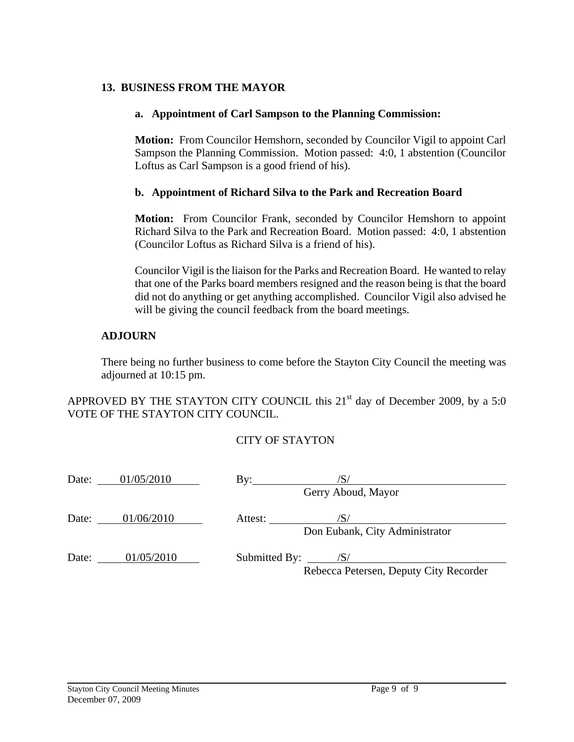## 13. BUSINESS FROM THE MAYOR

### a. Appointment of Carl Sampson to the Planning Commission:

**Motion:** From Councilor Hemshorn, seconded by Councilor Vigil to appoint Carl Sampson the Planning Commission. Motion passed: 4:0, 1 abstention (Councilor Loftus as Carl Sampson is a good friend of his).

### b. Appointment of Richard Silva to the Park and Recreation Board

**Motion:** From Councilor Frank, seconded by Councilor Hemshorn to appoint Richard Silva to the Park and Recreation Board. Motion passed: 4:0, 1 abstention (Councilor Loftus as Richard Silva is a friend of his).

Councilor Vigil is the liaison for the Parks and Recreation Board. He wanted to relay that one of the Parks board members resigned and the reason being is that the board did not do anything or get anything accomplished. Councilor Vigil also advised he will be giving the council feedback from the board meetings.

## ADJOURN

There being no further business to come before the Stayton City Council the meeting was adjourned at 10:15 pm.

APPROVED BY THE STAYTON CITY COUNCIL this 21st day of December 2009, by a 5:0 VOTE OF THE STAYTON CITY COUNCIL.

CITY OF STAYTON

Date: 01/05/2010 By: /S/
Gerry Aboud, Mayor

Date: 01/06/2010 Attest: /S/
Don Eubank, City Administrator

Date: 01/05/2010 Submitted By: /S/
Rebecca Petersen, Deputy City Recorder